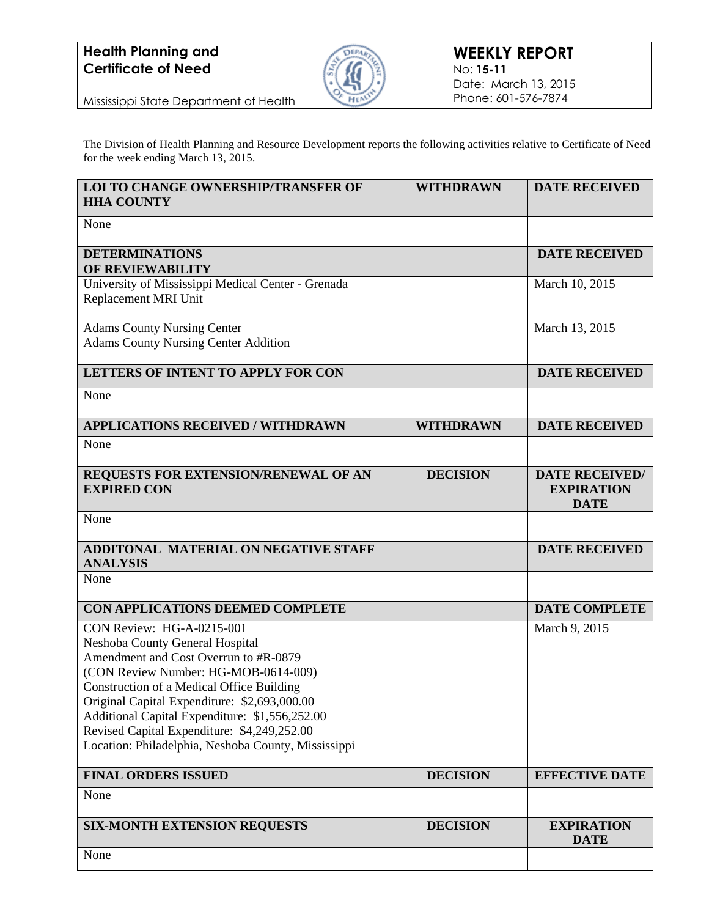**Health Planning and Certificate of Need**

Mississippi State Department of Health

**WEEKLY REPORT**
No: **15-11**
Date: March 13, 2015
Phone: 601-576-7874

The Division of Health Planning and Resource Development reports the following activities relative to Certificate of Need for the week ending March 13, 2015.

| **LOI TO CHANGE OWNERSHIP/TRANSFER OF HHA COUNTY** | **WITHDRAWN** | **DATE RECEIVED** |
|---|---|---|
| None | | |
| **DETERMINATIONS OF REVIEWABILITY** | | **DATE RECEIVED** |
| University of Mississippi Medical Center - Grenada<br>Replacement MRI Unit | | March 10, 2015 |
| Adams County Nursing Center<br>Adams County Nursing Center Addition | | March 13, 2015 |
| **LETTERS OF INTENT TO APPLY FOR CON** | | **DATE RECEIVED** |
| None | | |
| **APPLICATIONS RECEIVED / WITHDRAWN** | **WITHDRAWN** | **DATE RECEIVED** |
| None | | |
| **REQUESTS FOR EXTENSION/RENEWAL OF AN EXPIRED CON** | **DECISION** | **DATE RECEIVED/ EXPIRATION DATE** |
| None | | |
| **ADDITONAL MATERIAL ON NEGATIVE STAFF ANALYSIS** | | **DATE RECEIVED** |
| None | | |
| **CON APPLICATIONS DEEMED COMPLETE** | | **DATE COMPLETE** |
| CON Review: HG-A-0215-001<br>Neshoba County General Hospital<br>Amendment and Cost Overrun to #R-0879<br>(CON Review Number: HG-MOB-0614-009)<br>Construction of a Medical Office Building<br>Original Capital Expenditure: $2,693,000.00<br>Additional Capital Expenditure: $1,556,252.00<br>Revised Capital Expenditure: $4,249,252.00<br>Location: Philadelphia, Neshoba County, Mississippi | | March 9, 2015 |
| **FINAL ORDERS ISSUED** | **DECISION** | **EFFECTIVE DATE** |
| None | | |
| **SIX-MONTH EXTENSION REQUESTS** | **DECISION** | **EXPIRATION DATE** |
| None | | |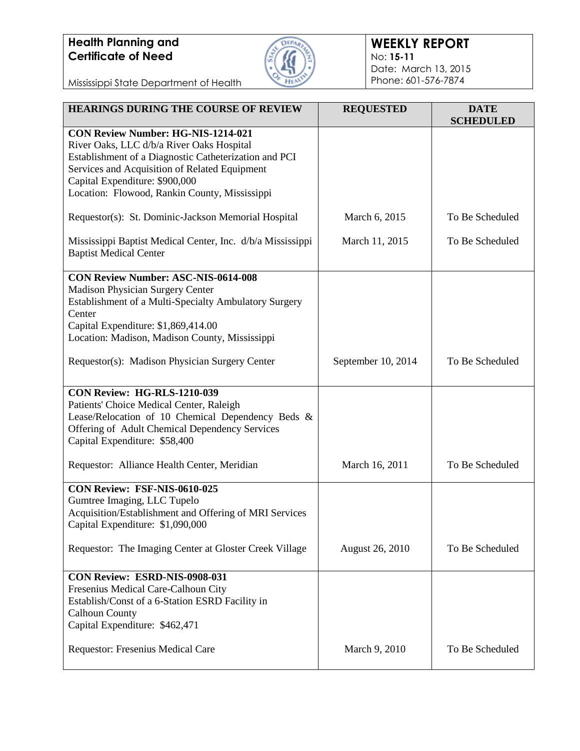**Health Planning and Certificate of Need**

Mississippi State Department of Health

**WEEKLY REPORT**
No: **15-11**
Date: March 13, 2015
Phone: 601-576-7874

| HEARINGS DURING THE COURSE OF REVIEW | REQUESTED | DATE SCHEDULED |
|---|---|---|
| **CON Review Number: HG-NIS-1214-021**<br>River Oaks, LLC d/b/a River Oaks Hospital<br>Establishment of a Diagnostic Catheterization and PCI Services and Acquisition of Related Equipment<br>Capital Expenditure: $900,000<br>Location: Flowood, Rankin County, Mississippi | | |
| Requestor(s): St. Dominic-Jackson Memorial Hospital | March 6, 2015 | To Be Scheduled |
| Mississippi Baptist Medical Center, Inc. d/b/a Mississippi Baptist Medical Center | March 11, 2015 | To Be Scheduled |
| **CON Review Number: ASC-NIS-0614-008**<br>Madison Physician Surgery Center<br>Establishment of a Multi-Specialty Ambulatory Surgery Center<br>Capital Expenditure: $1,869,414.00<br>Location: Madison, Madison County, Mississippi | | |
| Requestor(s): Madison Physician Surgery Center | September 10, 2014 | To Be Scheduled |
| **CON Review: HG-RLS-1210-039**<br>Patients' Choice Medical Center, Raleigh<br>Lease/Relocation of 10 Chemical Dependency Beds & Offering of Adult Chemical Dependency Services<br>Capital Expenditure: $58,400 | | |
| Requestor: Alliance Health Center, Meridian | March 16, 2011 | To Be Scheduled |
| **CON Review: FSF-NIS-0610-025**<br>Gumtree Imaging, LLC Tupelo<br>Acquisition/Establishment and Offering of MRI Services<br>Capital Expenditure: $1,090,000 | | |
| Requestor: The Imaging Center at Gloster Creek Village | August 26, 2010 | To Be Scheduled |
| **CON Review: ESRD-NIS-0908-031**<br>Fresenius Medical Care-Calhoun City<br>Establish/Const of a 6-Station ESRD Facility in Calhoun County<br>Capital Expenditure: $462,471 | | |
| Requestor: Fresenius Medical Care | March 9, 2010 | To Be Scheduled |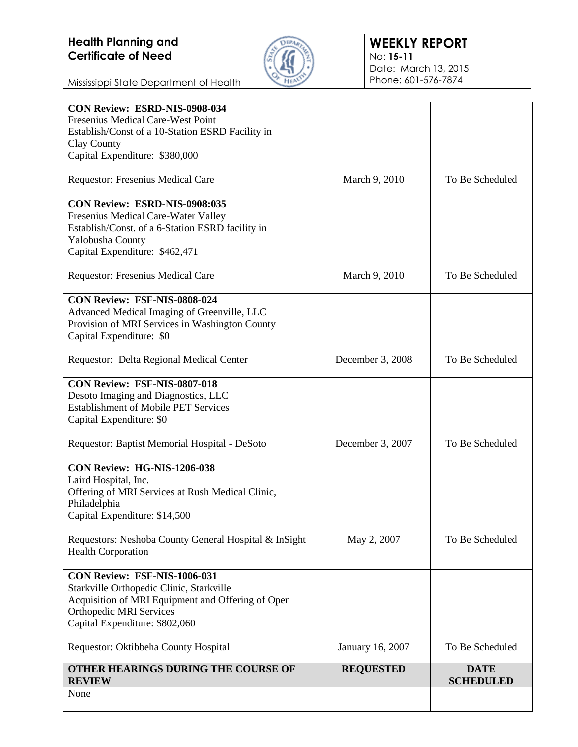**Health Planning and Certificate of Need**

Mississippi State Department of Health

**WEEKLY REPORT**
No: **15-11**
Date: March 13, 2015
Phone: 601-576-7874

| | | |
|---|---|---|
| **CON Review: ESRD-NIS-0908-034**<br>Fresenius Medical Care-West Point<br>Establish/Const of a 10-Station ESRD Facility in Clay County<br>Capital Expenditure: $380,000<br><br>Requestor: Fresenius Medical Care | March 9, 2010 | To Be Scheduled |
| **CON Review: ESRD-NIS-0908:035**<br>Fresenius Medical Care-Water Valley<br>Establish/Const. of a 6-Station ESRD facility in Yalobusha County<br>Capital Expenditure: $462,471<br><br>Requestor: Fresenius Medical Care | March 9, 2010 | To Be Scheduled |
| **CON Review: FSF-NIS-0808-024**<br>Advanced Medical Imaging of Greenville, LLC<br>Provision of MRI Services in Washington County<br>Capital Expenditure: $0<br><br>Requestor: Delta Regional Medical Center | December 3, 2008 | To Be Scheduled |
| **CON Review: FSF-NIS-0807-018**<br>Desoto Imaging and Diagnostics, LLC<br>Establishment of Mobile PET Services<br>Capital Expenditure: $0<br><br>Requestor: Baptist Memorial Hospital - DeSoto | December 3, 2007 | To Be Scheduled |
| **CON Review: HG-NIS-1206-038**<br>Laird Hospital, Inc.<br>Offering of MRI Services at Rush Medical Clinic, Philadelphia<br>Capital Expenditure: $14,500<br><br>Requestors: Neshoba County General Hospital & InSight Health Corporation | May 2, 2007 | To Be Scheduled |
| **CON Review: FSF-NIS-1006-031**<br>Starkville Orthopedic Clinic, Starkville<br>Acquisition of MRI Equipment and Offering of Open Orthopedic MRI Services<br>Capital Expenditure: $802,060<br><br>Requestor: Oktibbeha County Hospital | January 16, 2007 | To Be Scheduled |
| **OTHER HEARINGS DURING THE COURSE OF REVIEW** | **REQUESTED** | **DATE SCHEDULED** |
| None | | |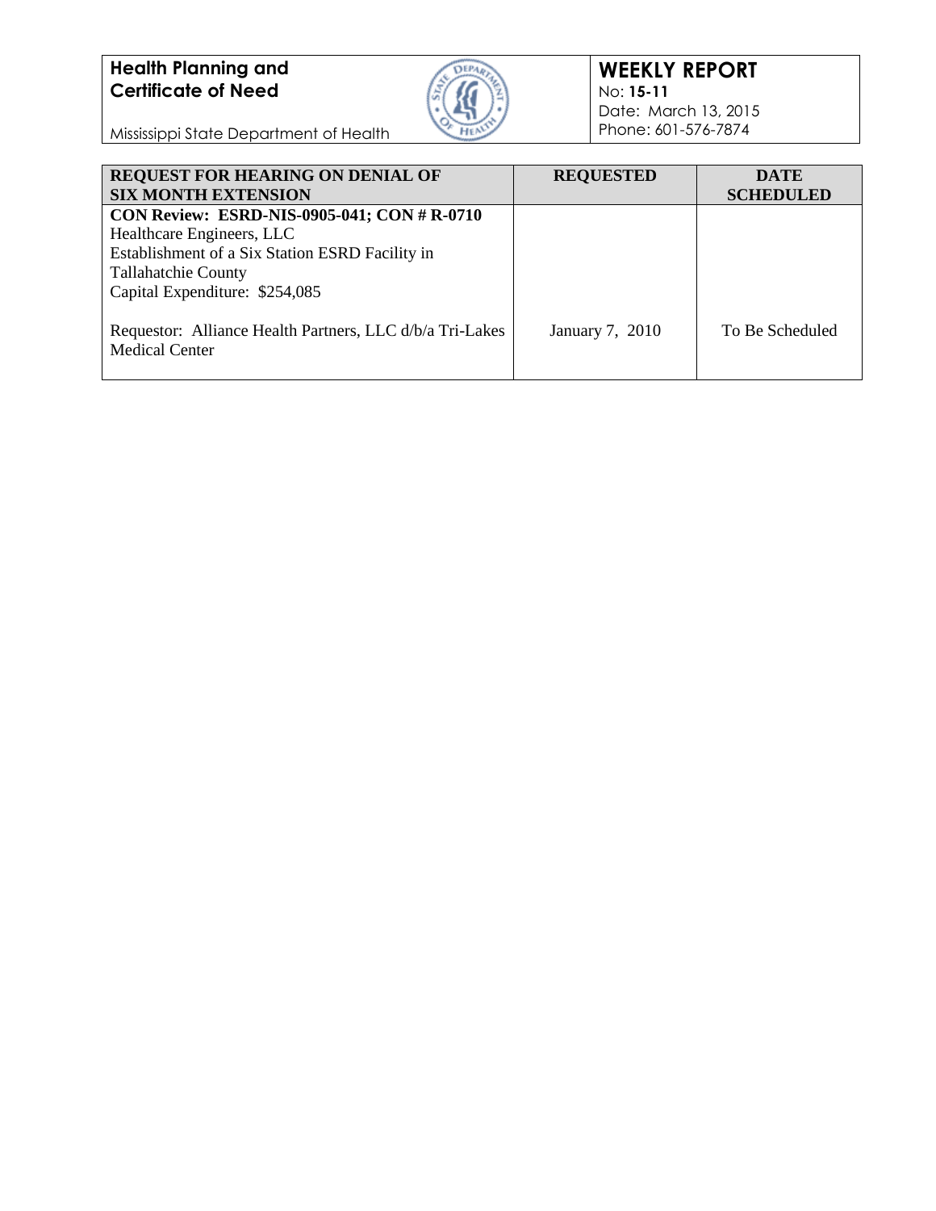| REQUEST FOR HEARING ON DENIAL OF SIX MONTH EXTENSION | REQUESTED | DATE SCHEDULED |
|---|---|---|
| **CON Review: ESRD-NIS-0905-041; CON # R-0710**<br>Healthcare Engineers, LLC<br>Establishment of a Six Station ESRD Facility in Tallahatchie County<br>Capital Expenditure: $254,085<br><br>Requestor: Alliance Health Partners, LLC d/b/a Tri-Lakes Medical Center | January 7, 2010 | To Be Scheduled |